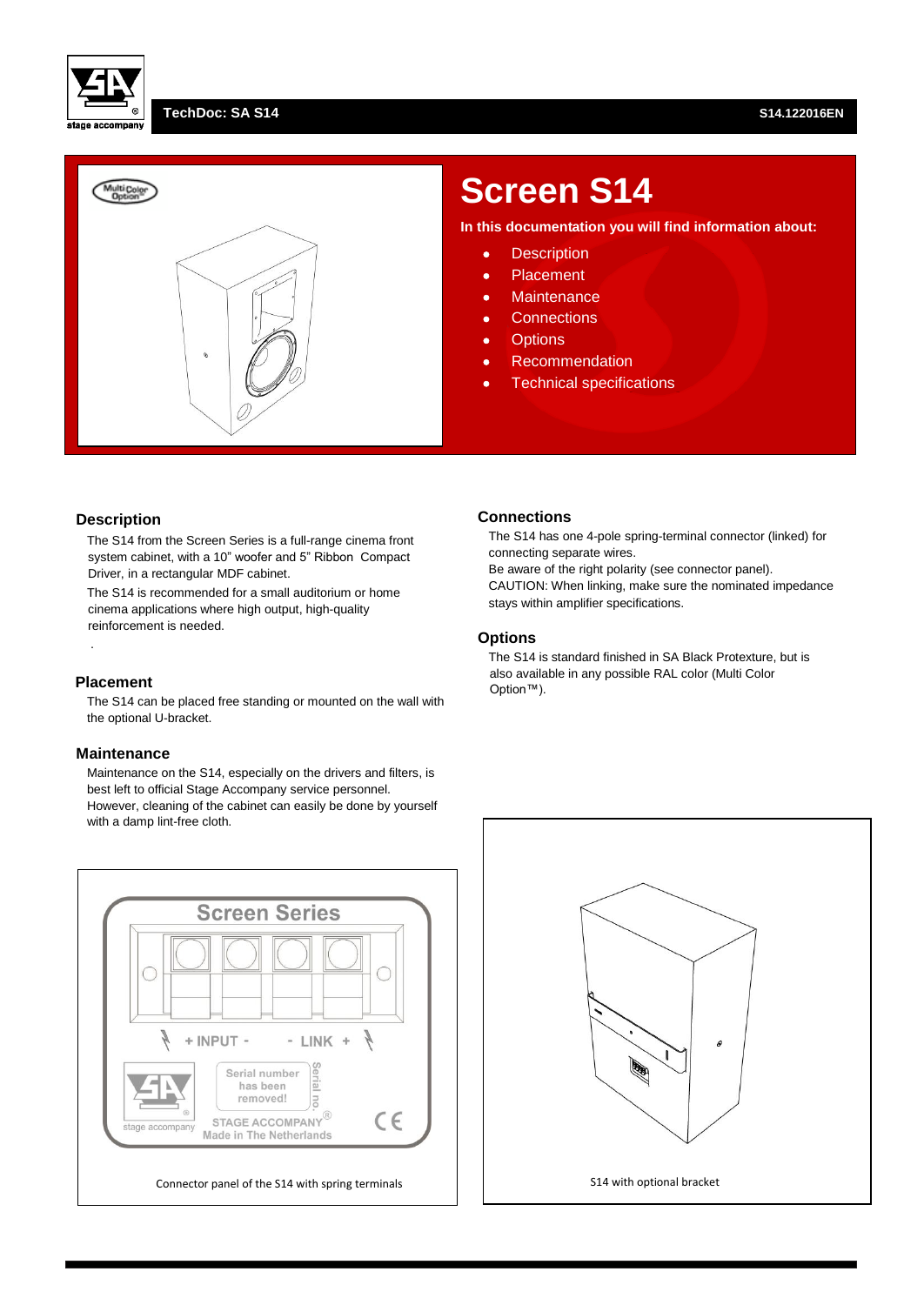# Screen S14

**In this documentation you will find information about:**

- Description
- Placement
- Maintenance
- Connections
- Options
- Recommendation
- Technical specifications

## Description

The S14 from the Screen Series is a full-range cinema front system cabinet, with a 10" woofer and 5" Ribbon Compact Driver, in a rectangular MDF cabinet.

The S14 is recommended for a small auditorium or home cinema applications where high output, high-quality reinforcement is needed.

## Placement

The S14 can be placed free standing or mounted on the wall with the optional U-bracket.

## Maintenance

Maintenance on the S14, especially on the drivers and filters, is best left to official Stage Accompany service personnel. However, cleaning of the cabinet can easily be done by yourself with a damp lint-free cloth.

## Connections

The S14 has one 4-pole spring-terminal connector (linked) for connecting separate wires.

Be aware of the right polarity (see connector panel).

CAUTION: When linking, make sure the nominated impedance stays within amplifier specifications.

## Options

The S14 is standard finished in SA Black Protexture, but is also available in any possible RAL color (Multi Color Option™).

Screen Series

+ INPUT -   - LINK +

Serial number has been removed!

Serial no.

STAGE ACCOMPANY
Made in The Netherlands

Connector panel of the S14 with spring terminals

S14 with optional bracket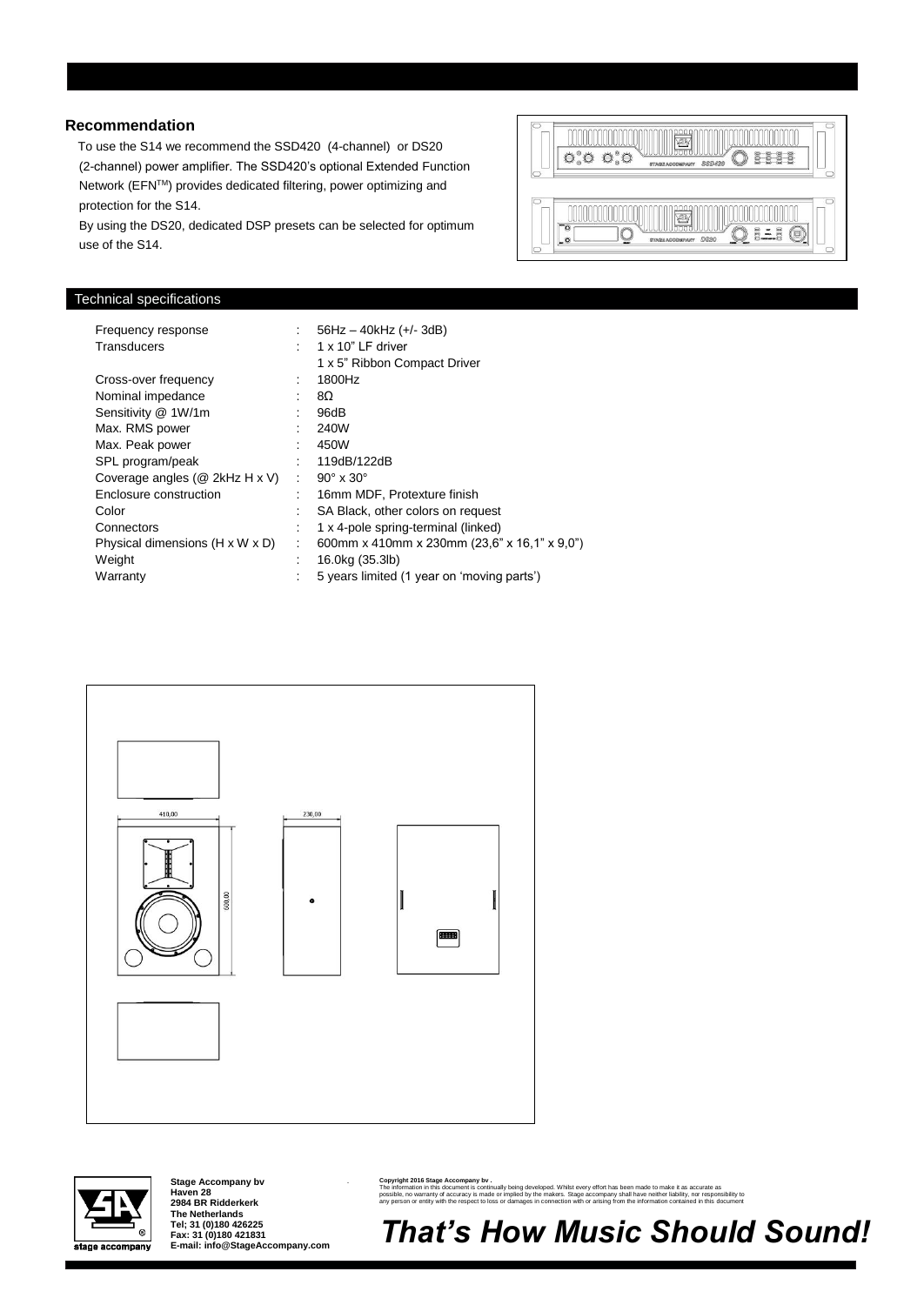## Recommendation

To use the S14 we recommend the SSD420 (4-channel) or DS20 (2-channel) power amplifier. The SSD420's optional Extended Function Network (EFN[TM]) provides dedicated filtering, power optimizing and protection for the S14.

By using the DS20, dedicated DSP presets can be selected for optimum use of the S14.

## Technical specifications

| | | |
|---|---|---|
| Frequency response | : | 56Hz – 40kHz (+/- 3dB) |
| Transducers | : | 1 x 10" LF driver |
| | | 1 x 5" Ribbon Compact Driver |
| Cross-over frequency | : | 1800Hz |
| Nominal impedance | : | 8Ω |
| Sensitivity @ 1W/1m | : | 96dB |
| Max. RMS power | : | 240W |
| Max. Peak power | : | 450W |
| SPL program/peak | : | 119dB/122dB |
| Coverage angles (@ 2kHz H x V) | : | 90° x 30° |
| Enclosure construction | : | 16mm MDF, Protexture finish |
| Color | : | SA Black, other colors on request |
| Connectors | : | 1 x 4-pole spring-terminal (linked) |
| Physical dimensions (H x W x D) | : | 600mm x 410mm x 230mm (23,6" x 16,1" x 9,0") |
| Weight | : | 16.0kg (35.3lb) |
| Warranty | : | 5 years limited (1 year on 'moving parts') |

410,00

230,00

600,00

**Stage Accompany bv**
**Haven 28**
**2984 BR Ridderkerk**
**The Netherlands**
**Tel; 31 (0)180 426225**
**Fax: 31 (0)180 421831**
**E-mail: info@StageAccompany.com**

**Copyright 2016 Stage Accompany bv .**
The information in this document is continually being developed. Whilst every effort has been made to make it as accurate as possible, no warranty of accuracy is made or implied by the makers. Stage accompany shall have neither liability, nor responsibility to any person or entity with the respect to loss or damages in connection with or arising from the information contained in this document

***That's How Music Should Sound!***